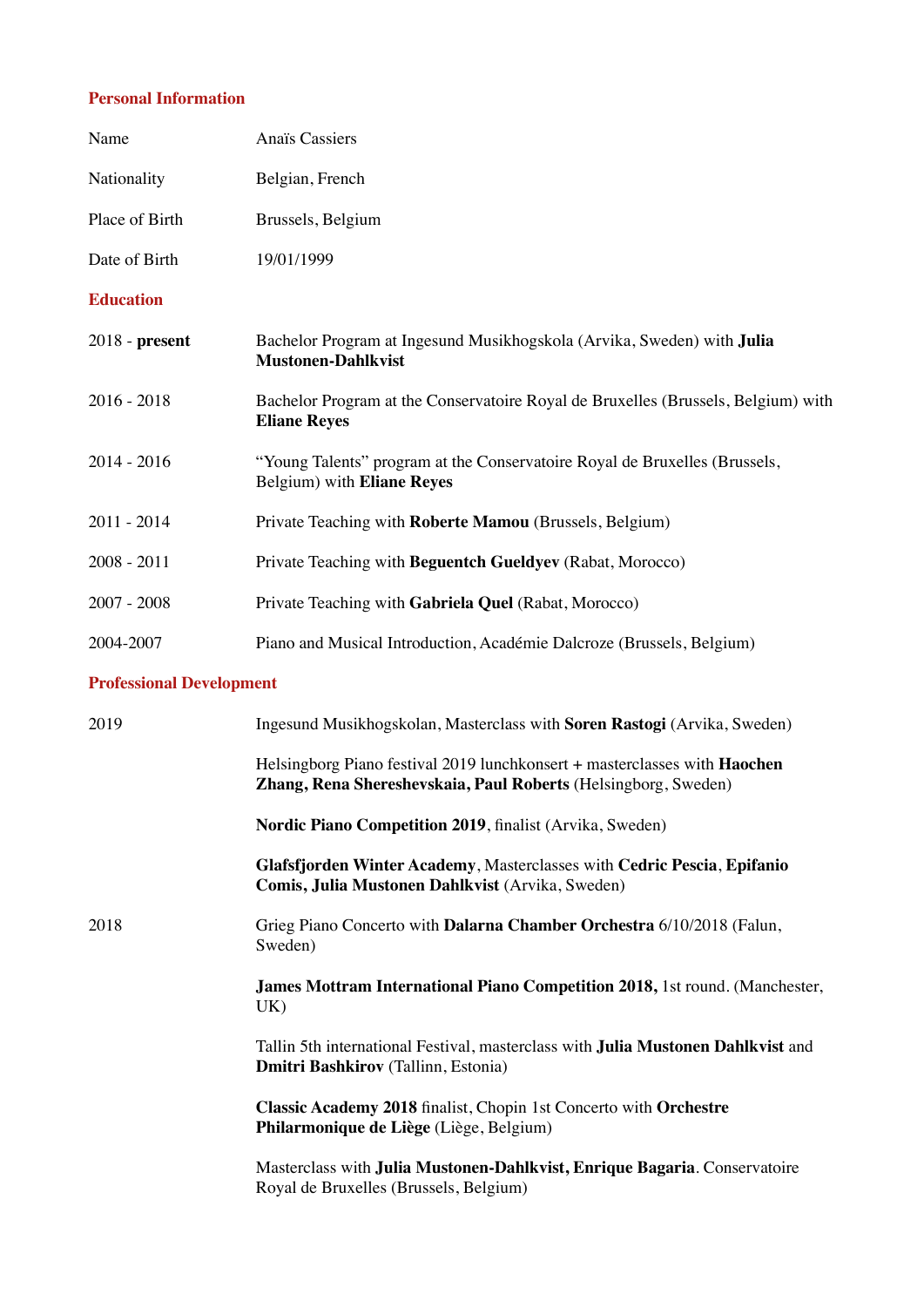## Personal Information

| | |
|---|---|
| Name | Anaïs Cassiers |
| Nationality | Belgian, French |
| Place of Birth | Brussels, Belgium |
| Date of Birth | 19/01/1999 |

## Education

| | |
|---|---|
| 2018 - **present** | Bachelor Program at Ingesund Musikhogskola (Arvika, Sweden) with **Julia Mustonen-Dahlkvist** |
| 2016 - 2018 | Bachelor Program at the Conservatoire Royal de Bruxelles (Brussels, Belgium) with **Eliane Reyes** |
| 2014 - 2016 | "Young Talents" program at the Conservatoire Royal de Bruxelles (Brussels, Belgium) with **Eliane Reyes** |
| 2011 - 2014 | Private Teaching with **Roberte Mamou** (Brussels, Belgium) |
| 2008 - 2011 | Private Teaching with **Beguentch Gueldyev** (Rabat, Morocco) |
| 2007 - 2008 | Private Teaching with **Gabriela Quel** (Rabat, Morocco) |
| 2004-2007 | Piano and Musical Introduction, Académie Dalcroze (Brussels, Belgium) |

## Professional Development

| | |
|---|---|
| 2019 | Ingesund Musikhogskolan, Masterclass with **Soren Rastogi** (Arvika, Sweden) |
| | Helsingborg Piano festival 2019 lunchkonsert + masterclasses with **Haochen Zhang, Rena Shereshevskaia, Paul Roberts** (Helsingborg, Sweden) |
| | **Nordic Piano Competition 2019**, finalist (Arvika, Sweden) |
| | **Glafsfjorden Winter Academy**, Masterclasses with **Cedric Pescia**, **Epifanio Comis, Julia Mustonen Dahlkvist** (Arvika, Sweden) |
| 2018 | Grieg Piano Concerto with **Dalarna Chamber Orchestra** 6/10/2018 (Falun, Sweden) |
| | **James Mottram International Piano Competition 2018,** 1st round. (Manchester, UK) |
| | Tallin 5th international Festival, masterclass with **Julia Mustonen Dahlkvist** and **Dmitri Bashkirov** (Tallinn, Estonia) |
| | **Classic Academy 2018** finalist, Chopin 1st Concerto with **Orchestre Philarmonique de Liège** (Liège, Belgium) |
| | Masterclass with **Julia Mustonen-Dahlkvist, Enrique Bagaria**. Conservatoire Royal de Bruxelles (Brussels, Belgium) |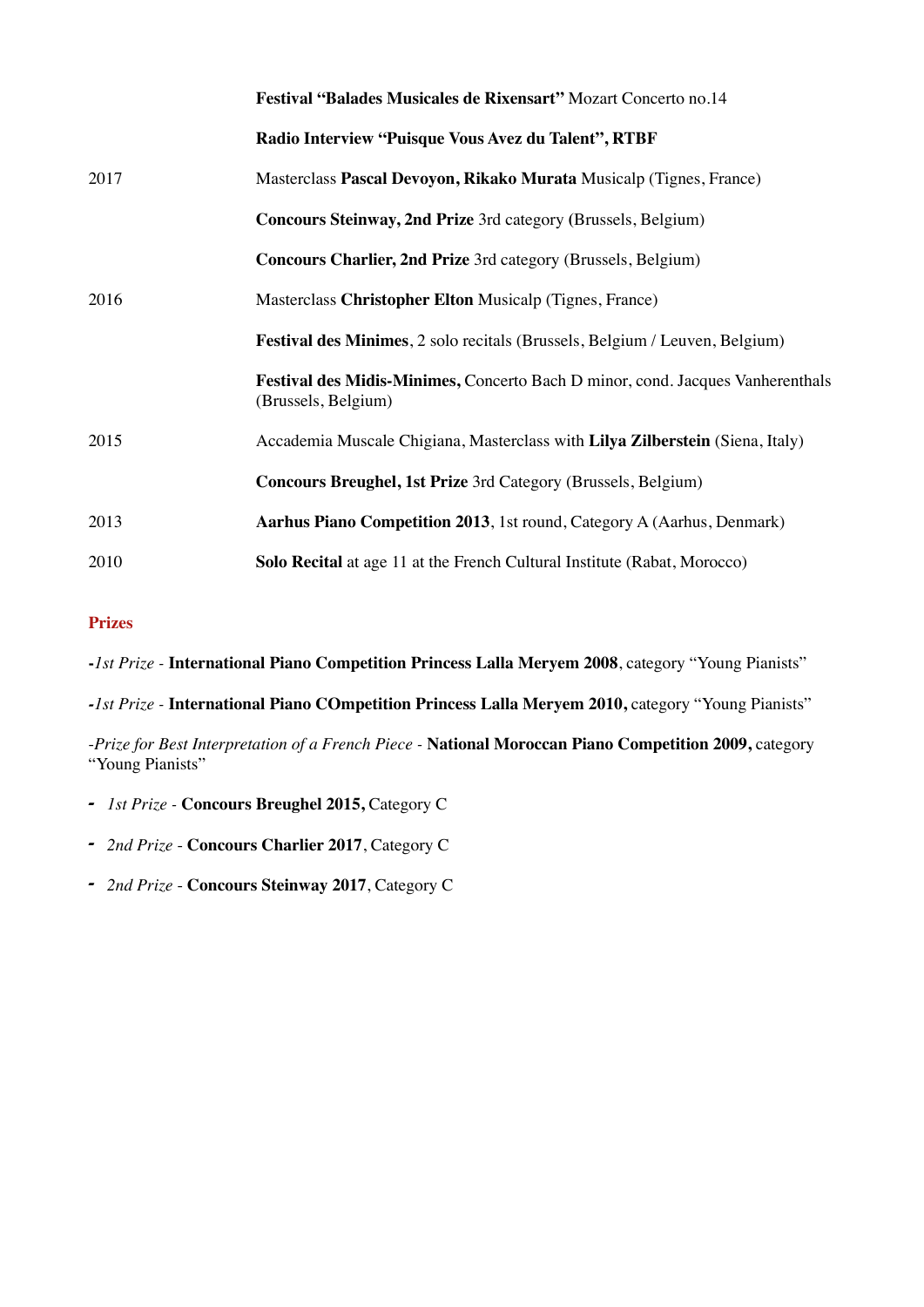| | |
|---|---|
| | **Festival "Balades Musicales de Rixensart"** Mozart Concerto no.14 |
| | **Radio Interview "Puisque Vous Avez du Talent", RTBF** |
| 2017 | Masterclass **Pascal Devoyon, Rikako Murata** Musicalp (Tignes, France) |
| | **Concours Steinway, 2nd Prize** 3rd category **(**Brussels, Belgium) |
| | **Concours Charlier, 2nd Prize** 3rd category (Brussels, Belgium) |
| 2016 | Masterclass **Christopher Elton** Musicalp (Tignes, France) |
| | **Festival des Minimes**, 2 solo recitals (Brussels, Belgium / Leuven, Belgium) |
| | **Festival des Midis-Minimes,** Concerto Bach D minor, cond. Jacques Vanherenthals (Brussels, Belgium) |
| 2015 | Accademia Muscale Chigiana, Masterclass with **Lilya Zilberstein** (Siena, Italy) |
| | **Concours Breughel, 1st Prize** 3rd Category (Brussels, Belgium) |
| 2013 | **Aarhus Piano Competition 2013**, 1st round, Category A (Aarhus, Denmark) |
| 2010 | **Solo Recital** at age 11 at the French Cultural Institute (Rabat, Morocco) |

## Prizes

-*1st Prize* - **International Piano Competition Princess Lalla Meryem 2008**, category "Young Pianists"

-*1st Prize* - **International Piano COmpetition Princess Lalla Meryem 2010,** category "Young Pianists"

-*Prize for Best Interpretation of a French Piece* - **National Moroccan Piano Competition 2009,** category "Young Pianists"

- *1st Prize* - **Concours Breughel 2015,** Category C
- *2nd Prize* - **Concours Charlier 2017**, Category C
- *2nd Prize* - **Concours Steinway 2017**, Category C